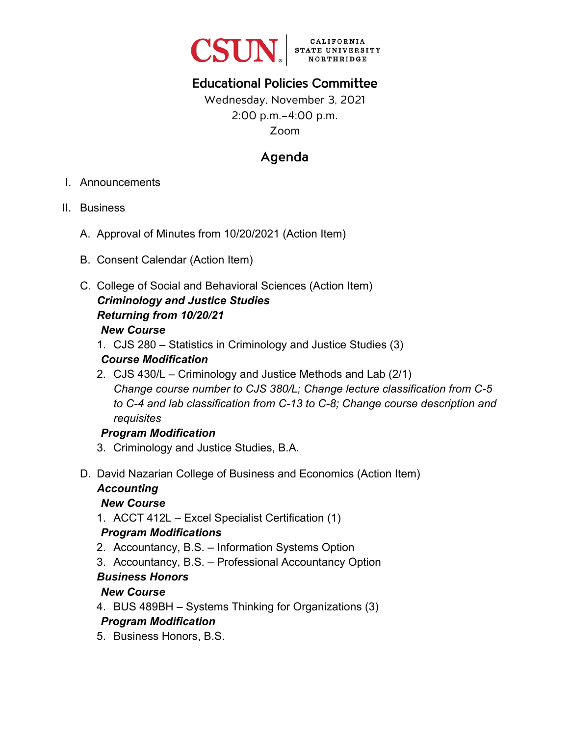CSUN | CALIFORNIA STATE UNIVERSITY NORTHRIDGE

# Educational Policies Committee

Wednesday, November 3, 2021
2:00 p.m.–4:00 p.m.
Zoom

## Agenda

I. Announcements

II. Business

A. Approval of Minutes from 10/20/2021 (Action Item)

B. Consent Calendar (Action Item)

C. College of Social and Behavioral Sciences (Action Item)
***Criminology and Justice Studies***
***Returning from 10/20/21***
***New Course***
1. CJS 280 – Statistics in Criminology and Justice Studies (3)

***Course Modification***

2. CJS 430/L – Criminology and Justice Methods and Lab (2/1)
*Change course number to CJS 380/L; Change lecture classification from C-5 to C-4 and lab classification from C-13 to C-8; Change course description and requisites*

***Program Modification***

3. Criminology and Justice Studies, B.A.

D. David Nazarian College of Business and Economics (Action Item)
***Accounting***
***New Course***
1. ACCT 412L – Excel Specialist Certification (1)

***Program Modifications***

2. Accountancy, B.S. – Information Systems Option
3. Accountancy, B.S. – Professional Accountancy Option

***Business Honors***
***New Course***

4. BUS 489BH – Systems Thinking for Organizations (3)

***Program Modification***

5. Business Honors, B.S.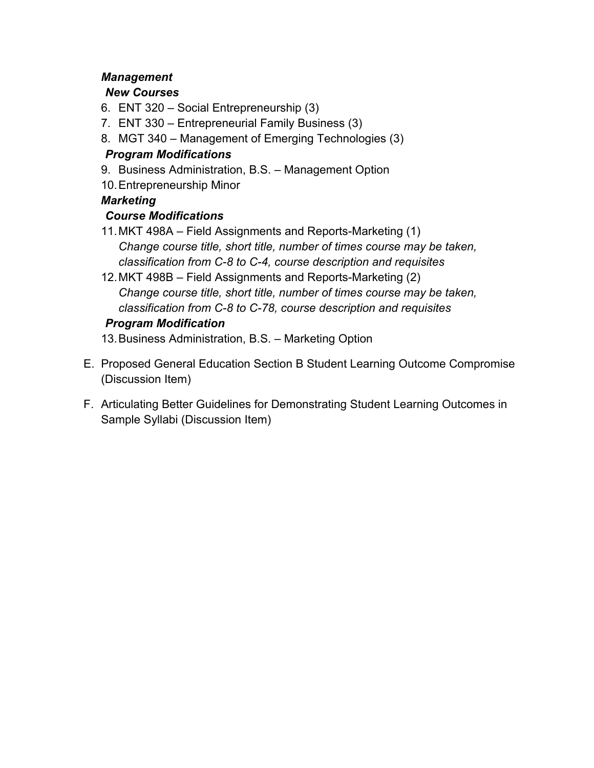*Management*

*New Courses*

6. ENT 320 – Social Entrepreneurship (3)
7. ENT 330 – Entrepreneurial Family Business (3)
8. MGT 340 – Management of Emerging Technologies (3)

*Program Modifications*

9. Business Administration, B.S. – Management Option
10. Entrepreneurship Minor

*Marketing*

*Course Modifications*

11. MKT 498A – Field Assignments and Reports-Marketing (1)
    *Change course title, short title, number of times course may be taken, classification from C-8 to C-4, course description and requisites*
12. MKT 498B – Field Assignments and Reports-Marketing (2)
    *Change course title, short title, number of times course may be taken, classification from C-8 to C-78, course description and requisites*

*Program Modification*

13. Business Administration, B.S. – Marketing Option

E. Proposed General Education Section B Student Learning Outcome Compromise (Discussion Item)

F. Articulating Better Guidelines for Demonstrating Student Learning Outcomes in Sample Syllabi (Discussion Item)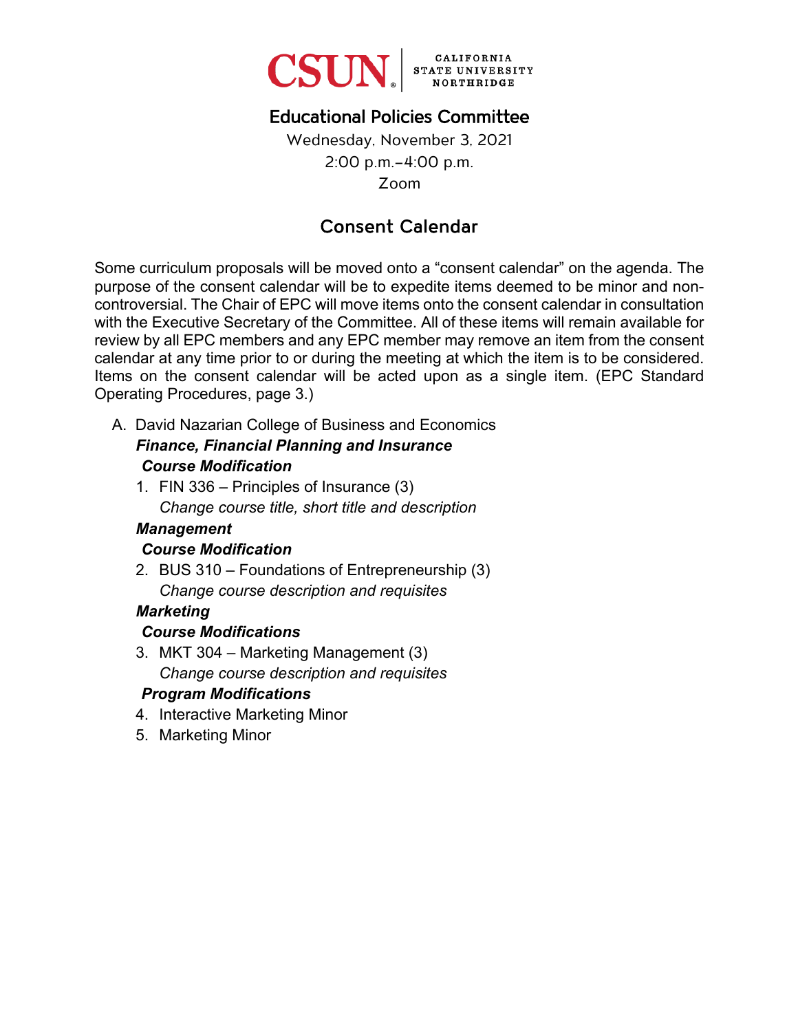CSUN | CALIFORNIA STATE UNIVERSITY NORTHRIDGE

## Educational Policies Committee

Wednesday, November 3, 2021
2:00 p.m.–4:00 p.m.
Zoom

# Consent Calendar

Some curriculum proposals will be moved onto a "consent calendar" on the agenda. The purpose of the consent calendar will be to expedite items deemed to be minor and non-controversial. The Chair of EPC will move items onto the consent calendar in consultation with the Executive Secretary of the Committee. All of these items will remain available for review by all EPC members and any EPC member may remove an item from the consent calendar at any time prior to or during the meeting at which the item is to be considered. Items on the consent calendar will be acted upon as a single item. (EPC Standard Operating Procedures, page 3.)

A. David Nazarian College of Business and Economics

***Finance, Financial Planning and Insurance***

***Course Modification***

1. FIN 336 – Principles of Insurance (3)
   *Change course title, short title and description*

***Management***

***Course Modification***

2. BUS 310 – Foundations of Entrepreneurship (3)
   *Change course description and requisites*

***Marketing***

***Course Modifications***

3. MKT 304 – Marketing Management (3)
   *Change course description and requisites*

***Program Modifications***

4. Interactive Marketing Minor
5. Marketing Minor